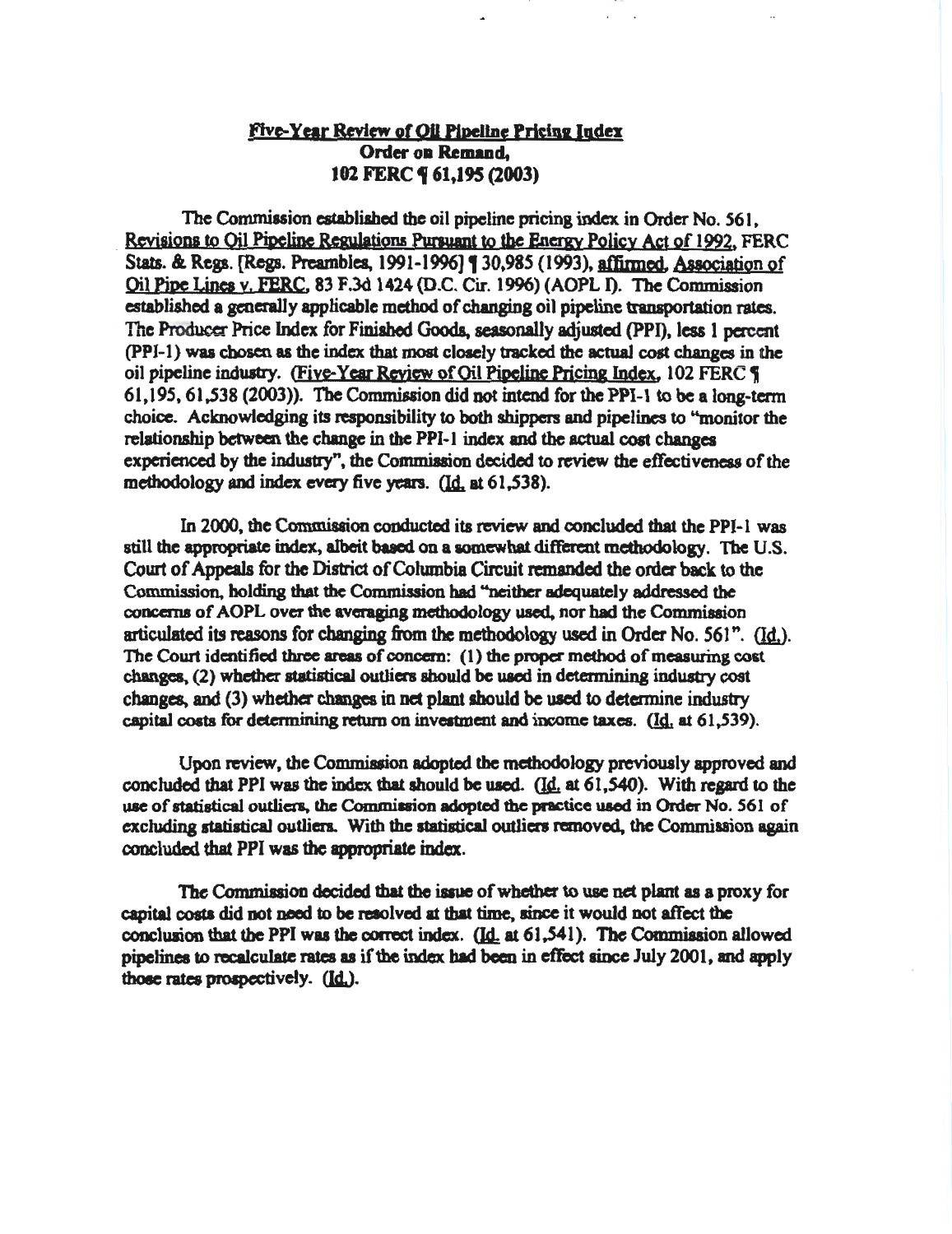**Five-Year Review of Oil Pipeline Pricing Index**
**Order on Remand,**
**102 FERC ¶ 61,195 (2003)**

The Commission established the oil pipeline pricing index in Order No. 561, Revisions to Oil Pipeline Regulations Pursuant to the Energy Policy Act of 1992, FERC Stats. & Regs. [Regs. Preambles, 1991-1996] ¶ 30,985 (1993), affirmed, Association of Oil Pipe Lines v. FERC, 83 F.3d 1424 (D.C. Cir. 1996) (AOPL I). The Commission established a generally applicable method of changing oil pipeline transportation rates. The Producer Price Index for Finished Goods, seasonally adjusted (PPI), less 1 percent (PPI-1) was chosen as the index that most closely tracked the actual cost changes in the oil pipeline industry. (Five-Year Review of Oil Pipeline Pricing Index, 102 FERC ¶ 61,195, 61,538 (2003)). The Commission did not intend for the PPI-1 to be a long-term choice. Acknowledging its responsibility to both shippers and pipelines to "monitor the relationship between the change in the PPI-1 index and the actual cost changes experienced by the industry", the Commission decided to review the effectiveness of the methodology and index every five years. (Id. at 61,538).

In 2000, the Commission conducted its review and concluded that the PPI-1 was still the appropriate index, albeit based on a somewhat different methodology. The U.S. Court of Appeals for the District of Columbia Circuit remanded the order back to the Commission, holding that the Commission had "neither adequately addressed the concerns of AOPL over the averaging methodology used, nor had the Commission articulated its reasons for changing from the methodology used in Order No. 561". (Id.). The Court identified three areas of concern: (1) the proper method of measuring cost changes, (2) whether statistical outliers should be used in determining industry cost changes, and (3) whether changes in net plant should be used to determine industry capital costs for determining return on investment and income taxes. (Id. at 61,539).

Upon review, the Commission adopted the methodology previously approved and concluded that PPI was the index that should be used. (Id. at 61,540). With regard to the use of statistical outliers, the Commission adopted the practice used in Order No. 561 of excluding statistical outliers. With the statistical outliers removed, the Commission again concluded that PPI was the appropriate index.

The Commission decided that the issue of whether to use net plant as a proxy for capital costs did not need to be resolved at that time, since it would not affect the conclusion that the PPI was the correct index. (Id. at 61,541). The Commission allowed pipelines to recalculate rates as if the index had been in effect since July 2001, and apply those rates prospectively. (Id.).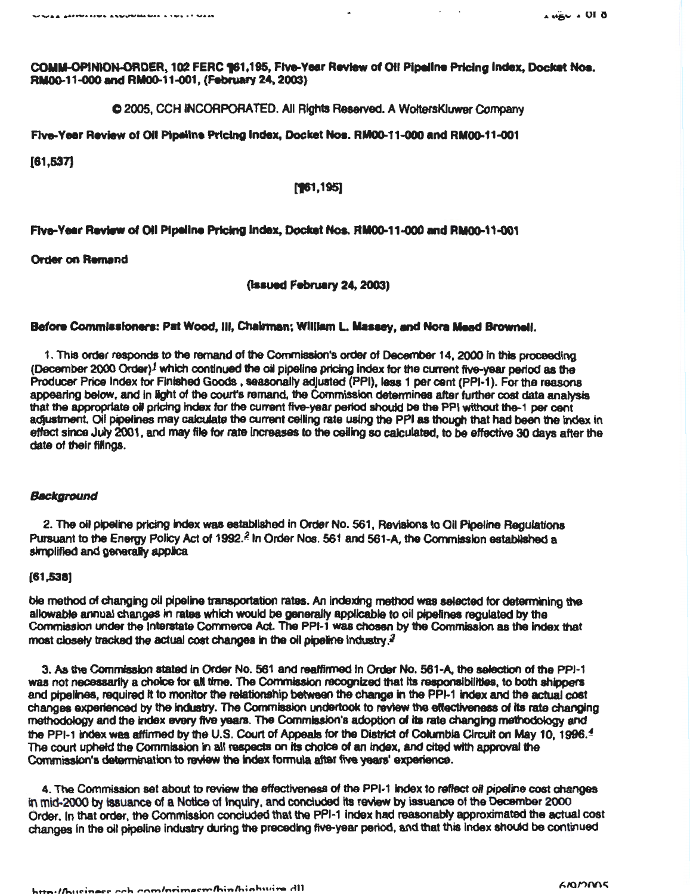**COMM-OPINION-ORDER, 102 FERC ¶61,195, Five-Year Review of Oil Pipeline Pricing Index, Docket Nos. RM00-11-000 and RM00-11-001, (February 24, 2003)**

© 2005, CCH INCORPORATED. All Rights Reserved. A WoltersKluwer Company

**Five-Year Review of Oil Pipeline Pricing Index, Docket Nos. RM00-11-000 and RM00-11-001**

**[61,537]**

**[¶61,195]**

**Five-Year Review of Oil Pipeline Pricing Index, Docket Nos. RM00-11-000 and RM00-11-001**

**Order on Remand**

**(Issued February 24, 2003)**

**Before Commissioners: Pat Wood, III, Chairman; William L. Massey, and Nora Mead Brownell.**

1. This order responds to the remand of the Commission's order of December 14, 2000 in this proceeding (December 2000 Order)[1] which continued the oil pipeline pricing index for the current five-year period as the Producer Price Index for Finished Goods , seasonally adjusted (PPI), less 1 per cent (PPI-1). For the reasons appearing below, and in light of the court's remand, the Commission determines after further cost data analysis that the appropriate oil pricing index for the current five-year period should be the PPI without the-1 per cent adjustment. Oil pipelines may calculate the current ceiling rate using the PPI as though that had been the index in effect since July 2001, and may file for rate increases to the ceiling so calculated, to be effective 30 days after the date of their filings.

***Background***

2. The oil pipeline pricing index was established in Order No. 561, Revisions to Oil Pipeline Regulations Pursuant to the Energy Policy Act of 1992.[2] In Orders Nos. 561 and 561-A, the Commission established a simplified and generally applica

**[61,538]**

ble method of changing oil pipeline transportation rates. An indexing method was selected for determining the allowable annual changes in rates which would be generally applicable to oil pipelines regulated by the Commission under the Interstate Commerce Act. The PPI-1 was chosen by the Commission as the index that most closely tracked the actual cost changes in the oil pipeline industry.[3]

3. As the Commission stated in Order No. 561 and reaffirmed in Order No. 561-A, the selection of the PPI-1 was not necessarily a choice for all time. The Commission recognized that its responsibilities, to both shippers and pipelines, required it to monitor the relationship between the change in the PPI-1 index and the actual cost changes experienced by the industry. The Commission undertook to review the effectiveness of its rate changing methodology and the index every five years. The Commission's adoption of its rate changing methodology and the PPI-1 index was affirmed by the U.S. Court of Appeals for the District of Columbia Circuit on May 10, 1996.[4] The court upheld the Commission in all respects on its choice of an index, and cited with approval the Commission's determination to review the index formula after five years' experience.

4. The Commission set about to review the effectiveness of the PPI-1 index to reflect oil pipeline cost changes in mid-2000 by issuance of a Notice of Inquiry, and concluded its review by issuance of the December 2000 Order. In that order, the Commission concluded that the PPI-1 index had reasonably approximated the actual cost changes in the oil pipeline industry during the preceding five-year period, and that this index should be continued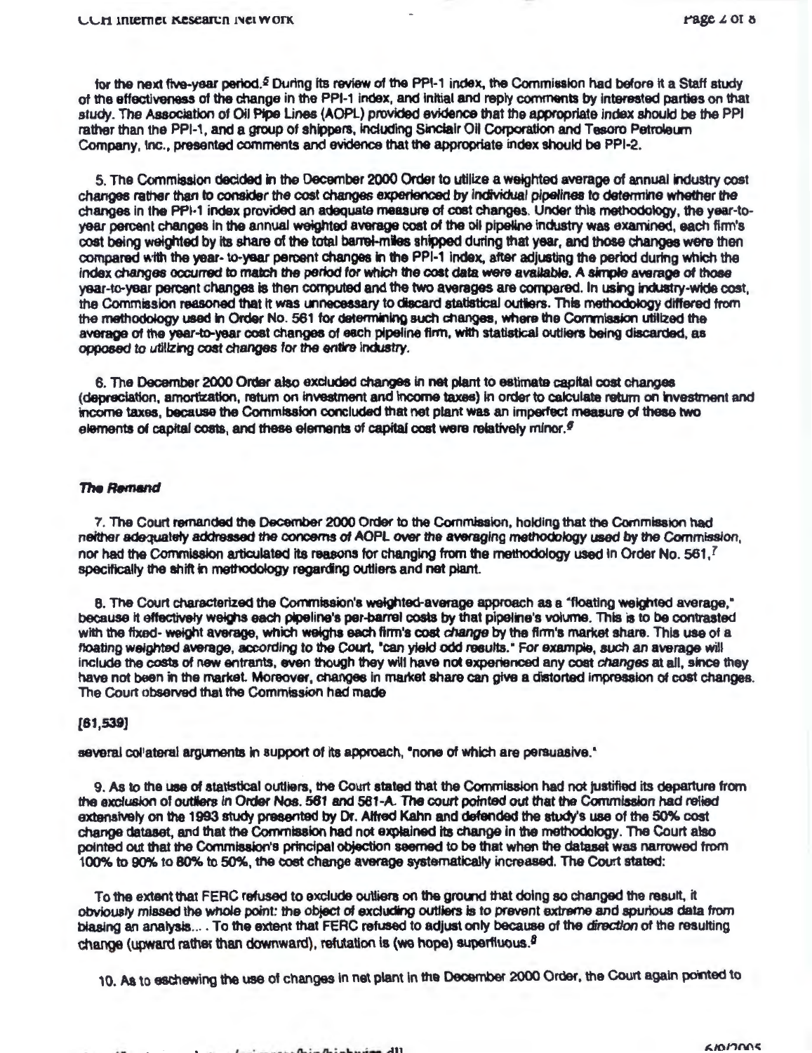for the next five-year period.[5] During its review of the PPI-1 index, the Commission had before it a Staff study of the effectiveness of the change in the PPI-1 index, and initial and reply comments by interested parties on that study. The Association of Oil Pipe Lines (AOPL) provided evidence that the appropriate index should be the PPI rather than the PPI-1, and a group of shippers, including Sinclair Oil Corporation and Tesoro Petroleum Company, Inc., presented comments and evidence that the appropriate index should be PPI-2.

5. The Commission decided in the December 2000 Order to utilize a weighted average of annual industry cost changes rather than to consider the cost changes experienced by individual pipelines to determine whether the changes in the PPI-1 index provided an adequate measure of cost changes. Under this methodology, the year-to-year percent changes in the annual weighted average cost of the oil pipeline industry was examined, each firm's cost being weighted by its share of the total barrel-miles shipped during that year, and those changes were then compared with the year- to-year percent changes in the PPI-1 index, after adjusting the period during which the index changes occurred to match the period for which the cost data were available. A simple average of those year-to-year percent changes is then computed and the two averages are compared. In using industry-wide cost, the Commission reasoned that it was unnecessary to discard statistical outliers. This methodology differed from the methodology used in Order No. 561 for determining such changes, where the Commission utilized the average of the year-to-year cost changes of each pipeline firm, with statistical outliers being discarded, as opposed to utilizing cost changes for the entire industry.

6. The December 2000 Order also excluded changes in net plant to estimate capital cost changes (depreciation, amortization, return on investment and income taxes) in order to calculate return on investment and income taxes, because the Commission concluded that net plant was an imperfect measure of these two elements of capital costs, and these elements of capital cost were relatively minor.[6]

### *The Remand*

7. The Court remanded the December 2000 Order to the Commission, holding that the Commission had neither adequately addressed the concerns of AOPL over the averaging methodology used by the Commission, nor had the Commission articulated its reasons for changing from the methodology used in Order No. 561,[7] specifically the shift in methodology regarding outliers and net plant.

8. The Court characterized the Commission's weighted-average approach as a "floating weighted average," because it effectively weighs each pipeline's per-barrel costs by that pipeline's volume. This is to be contrasted with the fixed- weight average, which weighs each firm's cost *change* by the firm's market share. This use of a floating weighted average, according to the Court, "can yield odd results." For example, such an average will include the costs of new entrants, even though they will have not experienced any cost *changes* at all, since they have not been in the market. Moreover, changes in market share can give a distorted impression of cost changes. The Court observed that the Commission had made

[61,539]

several collateral arguments in support of its approach, "none of which are persuasive."

9. As to the use of statistical outliers, the Court stated that the Commission had not justified its departure from the exclusion of outliers in Order Nos. 561 and 561-A. The court pointed out that the Commission had relied extensively on the 1993 study presented by Dr. Alfred Kahn and defended the study's use of the 50% cost change dataset, and that the Commission had not explained its change in the methodology. The Court also pointed out that the Commission's principal objection seemed to be that when the dataset was narrowed from 100% to 90% to 80% to 50%, the cost change average systematically increased. The Court stated:

> To the extent that FERC refused to exclude outliers on the ground that doing so changed the result, it obviously missed the whole point: the object of excluding outliers is to prevent extreme and spurious data from biasing an analysis.... To the extent that FERC refused to adjust only because of the *direction* of the resulting change (upward rather than downward), refutation is (we hope) superfluous.[8]

10. As to eschewing the use of changes in net plant in the December 2000 Order, the Court again pointed to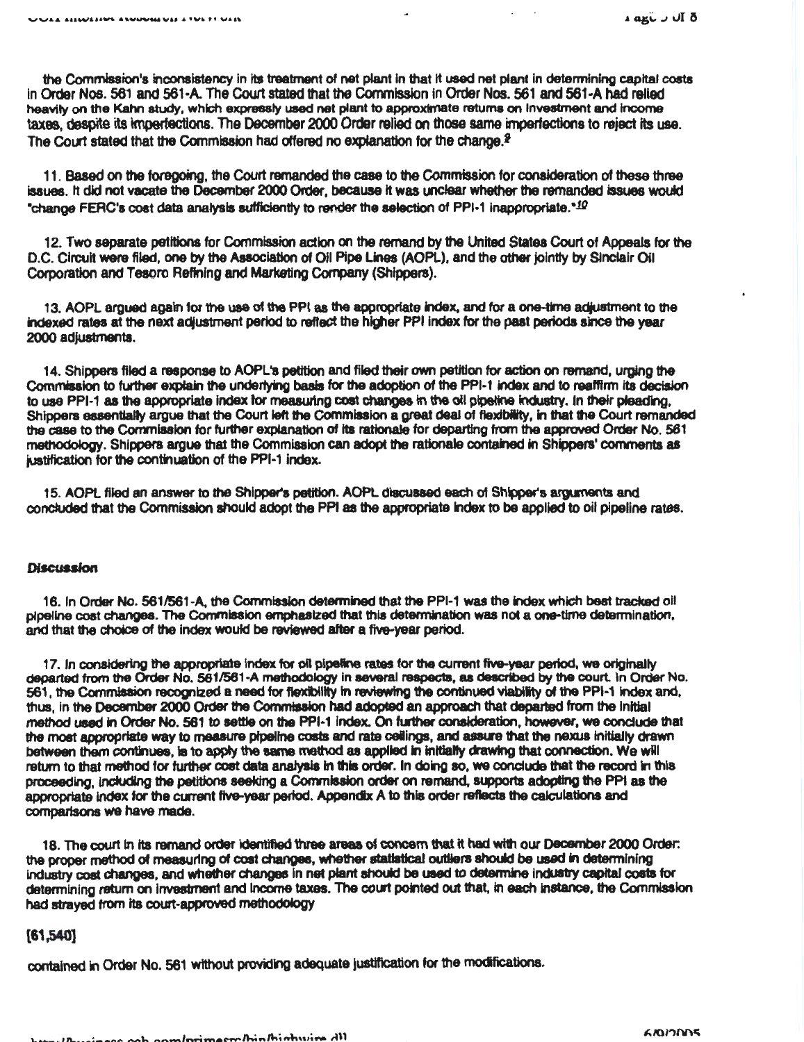the Commission's inconsistency in its treatment of net plant in that it used net plant in determining capital costs in Order Nos. 561 and 561-A. The Court stated that the Commission in Order Nos. 561 and 561-A had relied heavily on the Kahn study, which expressly used net plant to approximate returns on investment and income taxes, despite its imperfections. The December 2000 Order relied on those same imperfections to reject its use. The Court stated that the Commission had offered no explanation for the change.[9]

11. Based on the foregoing, the Court remanded the case to the Commission for consideration of these three issues. It did not vacate the December 2000 Order, because it was unclear whether the remanded issues would "change FERC's cost data analysis sufficiently to render the selection of PPI-1 inappropriate."[10]

12. Two separate petitions for Commission action on the remand by the United States Court of Appeals for the D.C. Circuit were filed, one by the Association of Oil Pipe Lines (AOPL), and the other jointly by Sinclair Oil Corporation and Tesoro Refining and Marketing Company (Shippers).

13. AOPL argued again for the use of the PPI as the appropriate index, and for a one-time adjustment to the indexed rates at the next adjustment period to reflect the higher PPI index for the past periods since the year 2000 adjustments.

14. Shippers filed a response to AOPL's petition and filed their own petition for action on remand, urging the Commission to further explain the underlying basis for the adoption of the PPI-1 index and to reaffirm its decision to use PPI-1 as the appropriate index for measuring cost changes in the oil pipeline industry. In their pleading, Shippers essentially argue that the Court left the Commission a great deal of flexibility, in that the Court remanded the case to the Commission for further explanation of its rationale for departing from the approved Order No. 561 methodology. Shippers argue that the Commission can adopt the rationale contained in Shippers' comments as justification for the continuation of the PPI-1 index.

15. AOPL filed an answer to the Shipper's petition. AOPL discussed each of Shipper's arguments and concluded that the Commission should adopt the PPI as the appropriate index to be applied to oil pipeline rates.

### *Discussion*

16. In Order No. 561/561-A, the Commission determined that the PPI-1 was the index which best tracked oil pipeline cost changes. The Commission emphasized that this determination was not a one-time determination, and that the choice of the index would be reviewed after a five-year period.

17. In considering the appropriate index for oil pipeline rates for the current five-year period, we originally departed from the Order No. 561/561-A methodology in several respects, as described by the court. In Order No. 561, the Commission recognized a need for flexibility in reviewing the continued viability of the PPI-1 index and, thus, in the December 2000 Order the Commission had adopted an approach that departed from the initial method used in Order No. 561 to settle on the PPI-1 index. On further consideration, however, we conclude that the most appropriate way to measure pipeline costs and rate ceilings, and assure that the nexus initially drawn between them continues, is to apply the same method as applied in initially drawing that connection. We will return to that method for further cost data analysis in this order. In doing so, we conclude that the record in this proceeding, including the petitions seeking a Commission order on remand, supports adopting the PPI as the appropriate index for the current five-year period. Appendix A to this order reflects the calculations and comparisons we have made.

18. The court in its remand order identified three areas of concern that it had with our December 2000 Order: the proper method of measuring of cost changes, whether statistical outliers should be used in determining industry cost changes, and whether changes in net plant should be used to determine industry capital costs for determining return on investment and income taxes. The court pointed out that, in each instance, the Commission had strayed from its court-approved methodology

[61,540]

contained in Order No. 561 without providing adequate justification for the modifications.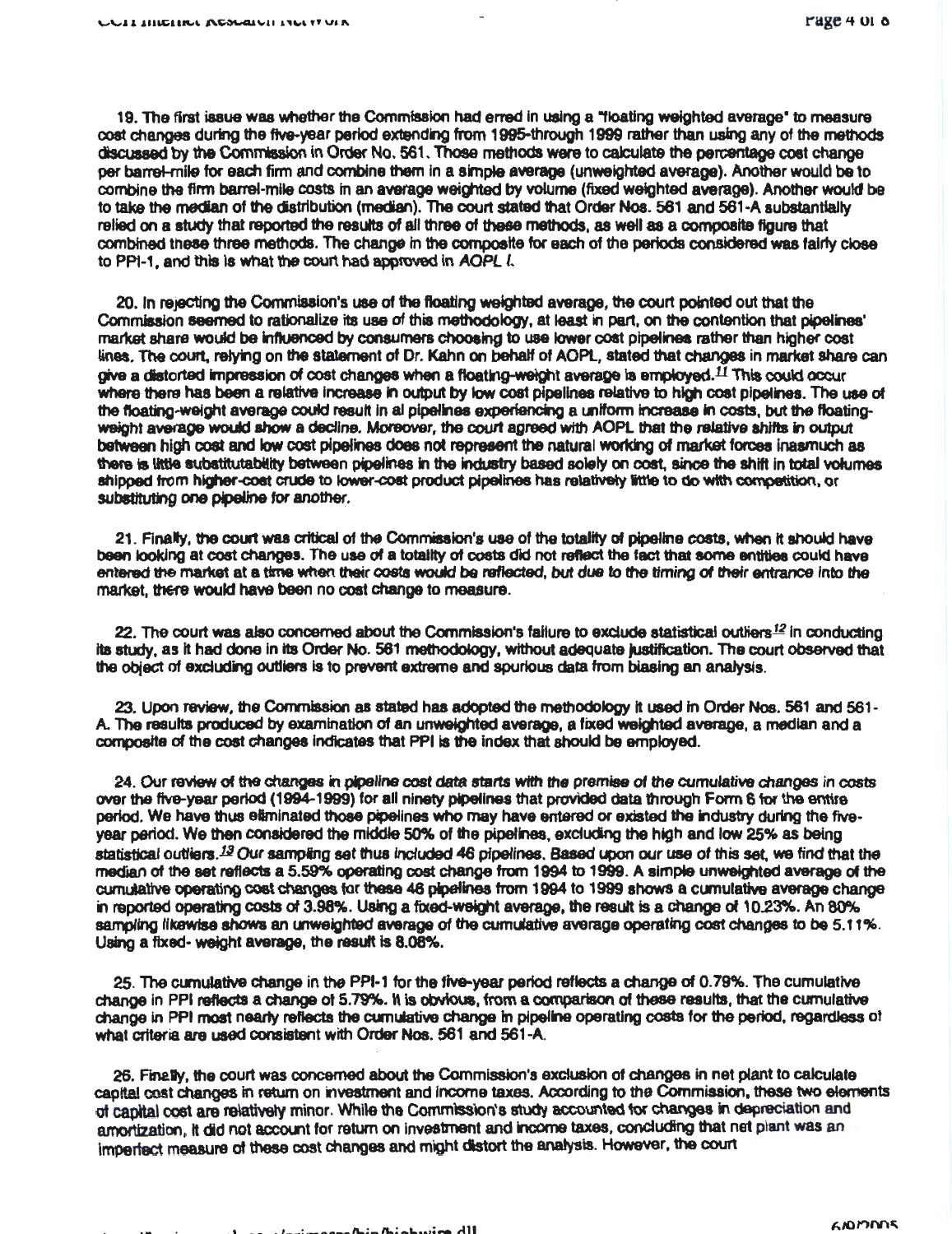19. The first issue was whether the Commission had erred in using a "floating weighted average" to measure cost changes during the five-year period extending from 1995-through 1999 rather than using any of the methods discussed by the Commission in Order No. 561. Those methods were to calculate the percentage cost change per barrel-mile for each firm and combine them in a simple average (unweighted average). Another would be to combine the firm barrel-mile costs in an average weighted by volume (fixed weighted average). Another would be to take the median of the distribution (median). The court stated that Order Nos. 561 and 561-A substantially relied on a study that reported the results of all three of these methods, as well as a composite figure that combined these three methods. The change in the composite for each of the periods considered was fairly close to PPI-1, and this is what the court had approved in *AOPL I*.

20. In rejecting the Commission's use of the floating weighted average, the court pointed out that the Commission seemed to rationalize its use of this methodology, at least in part, on the contention that pipelines' market share would be influenced by consumers choosing to use lower cost pipelines rather than higher cost lines. The court, relying on the statement of Dr. Kahn on behalf of AOPL, stated that changes in market share can give a distorted impression of cost changes when a floating-weight average is employed.[11] This could occur where there has been a relative increase in output by low cost pipelines relative to high cost pipelines. The use of the floating-weight average could result in al pipelines experiencing a uniform increase in costs, but the floating-weight average would show a decline. Moreover, the court agreed with AOPL that the relative shifts in output between high cost and low cost pipelines does not represent the natural working of market forces inasmuch as there is little substitutability between pipelines in the industry based solely on cost, since the shift in total volumes shipped from higher-cost crude to lower-cost product pipelines has relatively little to do with competition, or substituting one pipeline for another.

21. Finally, the court was critical of the Commission's use of the totality of pipeline costs, when it should have been looking at cost changes. The use of a totality of costs did not reflect the fact that some entities could have entered the market at a time when their costs would be reflected, but due to the timing of their entrance into the market, there would have been no cost change to measure.

22. The court was also concerned about the Commission's failure to exclude statistical outliers[12] in conducting its study, as it had done in its Order No. 561 methodology, without adequate justification. The court observed that the object of excluding outliers is to prevent extreme and spurious data from biasing an analysis.

23. Upon review, the Commission as stated has adopted the methodology it used in Order Nos. 561 and 561-A. The results produced by examination of an unweighted average, a fixed weighted average, a median and a composite of the cost changes indicates that PPI is the index that should be employed.

24. Our review of the changes in pipeline cost data starts with the premise of the cumulative changes in costs over the five-year period (1994-1999) for all ninety pipelines that provided data through Form 6 for the entire period. We have thus eliminated those pipelines who may have entered or existed the industry during the five-year period. We then considered the middle 50% of the pipelines, excluding the high and low 25% as being statistical outliers.[13] Our sampling set thus included 46 pipelines. Based upon our use of this set, we find that the median of the set reflects a 5.59% operating cost change from 1994 to 1999. A simple unweighted average of the cumulative operating cost changes for these 46 pipelines from 1994 to 1999 shows a cumulative average change in reported operating costs of 3.98%. Using a fixed-weight average, the result is a change of 10.23%. An 80% sampling likewise shows an unweighted average of the cumulative average operating cost changes to be 5.11%. Using a fixed- weight average, the result is 8.08%.

25. The cumulative change in the PPI-1 for the five-year period reflects a change of 0.79%. The cumulative change in PPI reflects a change of 5.79%. It is obvious, from a comparison of these results, that the cumulative change in PPI most nearly reflects the cumulative change in pipeline operating costs for the period, regardless of what criteria are used consistent with Order Nos. 561 and 561-A.

26. Finally, the court was concerned about the Commission's exclusion of changes in net plant to calculate capital cost changes in return on investment and income taxes. According to the Commission, these two elements of capital cost are relatively minor. While the Commission's study accounted for changes in depreciation and amortization, it did not account for return on investment and income taxes, concluding that net plant was an imperfect measure of these cost changes and might distort the analysis. However, the court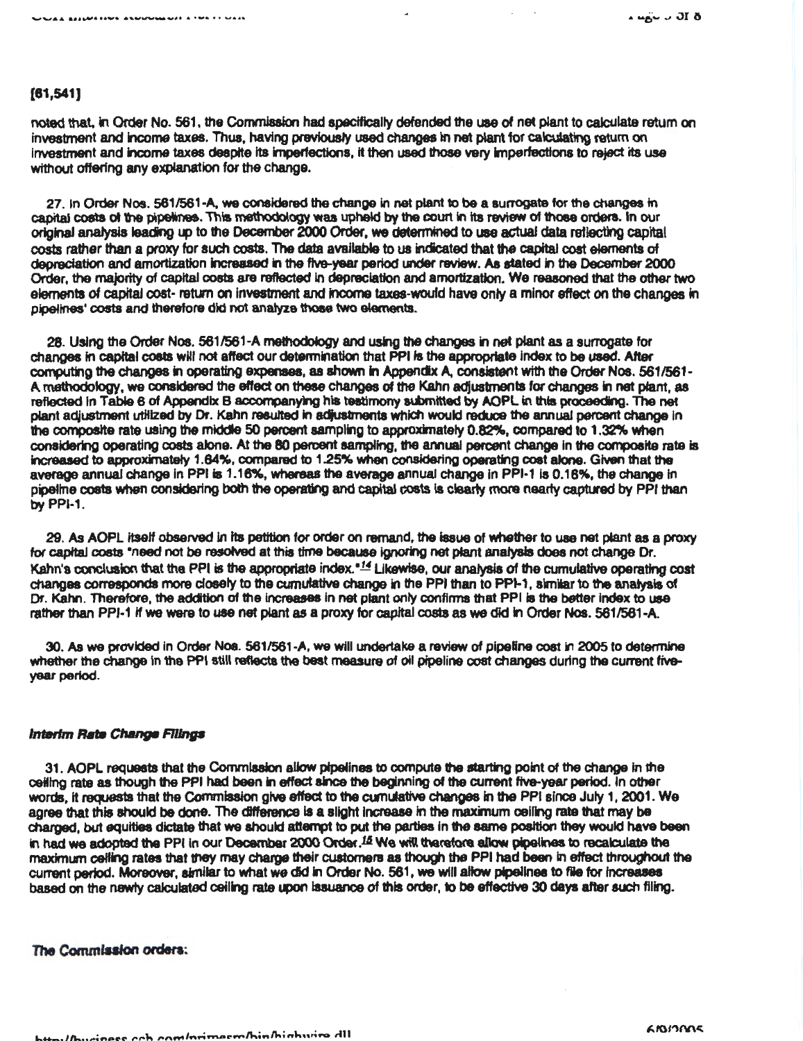**[61,541]**

noted that, in Order No. 561, the Commission had specifically defended the use of net plant to calculate return on investment and income taxes. Thus, having previously used changes in net plant for calculating return on investment and income taxes despite its imperfections, it then used those very imperfections to reject its use without offering any explanation for the change.

27. In Order Nos. 561/561-A, we considered the change in net plant to be a surrogate for the changes in capital costs of the pipelines. This methodology was upheld by the court in its review of those orders. In our original analysis leading up to the December 2000 Order, we determined to use actual data reflecting capital costs rather than a proxy for such costs. The data available to us indicated that the capital cost elements of depreciation and amortization increased in the five-year period under review. As stated in the December 2000 Order, the majority of capital costs are reflected in depreciation and amortization. We reasoned that the other two elements of capital cost- return on investment and income taxes-would have only a minor effect on the changes in pipelines' costs and therefore did not analyze those two elements.

28. Using the Order Nos. 561/561-A methodology and using the changes in net plant as a surrogate for changes in capital costs will not affect our determination that PPI is the appropriate index to be used. After computing the changes in operating expenses, as shown in Appendix A, consistent with the Order Nos. 561/561-A methodology, we considered the effect on these changes of the Kahn adjustments for changes in net plant, as reflected in Table 6 of Appendix B accompanying his testimony submitted by AOPL in this proceeding. The net plant adjustment utilized by Dr. Kahn resulted in adjustments which would reduce the annual percent change in the composite rate using the middle 50 percent sampling to approximately 0.82%, compared to 1.32% when considering operating costs alone. At the 80 percent sampling, the annual percent change in the composite rate is increased to approximately 1.64%, compared to 1.25% when considering operating cost alone. Given that the average annual change in PPI is 1.16%, whereas the average annual change in PPI-1 is 0.16%, the change in pipeline costs when considering both the operating and capital costs is clearly more nearly captured by PPI than by PPI-1.

29. As AOPL itself observed in its petition for order on remand, the issue of whether to use net plant as a proxy for capital costs "need not be resolved at this time because ignoring net plant analysis does not change Dr. Kahn's conclusion that the PPI is the appropriate index."[14] Likewise, our analysis of the cumulative operating cost changes corresponds more closely to the cumulative change in the PPI than to PPI-1, similar to the analysis of Dr. Kahn. Therefore, the addition of the increases in net plant only confirms that PPI is the better index to use rather than PPI-1 if we were to use net plant as a proxy for capital costs as we did in Order Nos. 561/561-A.

30. As we provided in Order Nos. 561/561-A, we will undertake a review of pipeline cost in 2005 to determine whether the change in the PPI still reflects the best measure of oil pipeline cost changes during the current five-year period.

***Interim Rate Change Filings***

31. AOPL requests that the Commission allow pipelines to compute the starting point of the change in the ceiling rate as though the PPI had been in effect since the beginning of the current five-year period. In other words, it requests that the Commission give effect to the cumulative changes in the PPI since July 1, 2001. We agree that this should be done. The difference is a slight increase in the maximum ceiling rate that may be charged, but equities dictate that we should attempt to put the parties in the same position they would have been in had we adopted the PPI in our December 2000 Order.[15] We will therefore allow pipelines to recalculate the maximum ceiling rates that they may charge their customers as though the PPI had been in effect throughout the current period. Moreover, similar to what we did in Order No. 561, we will allow pipelines to file for increases based on the newly calculated ceiling rate upon issuance of this order, to be effective 30 days after such filing.

**The Commission orders:**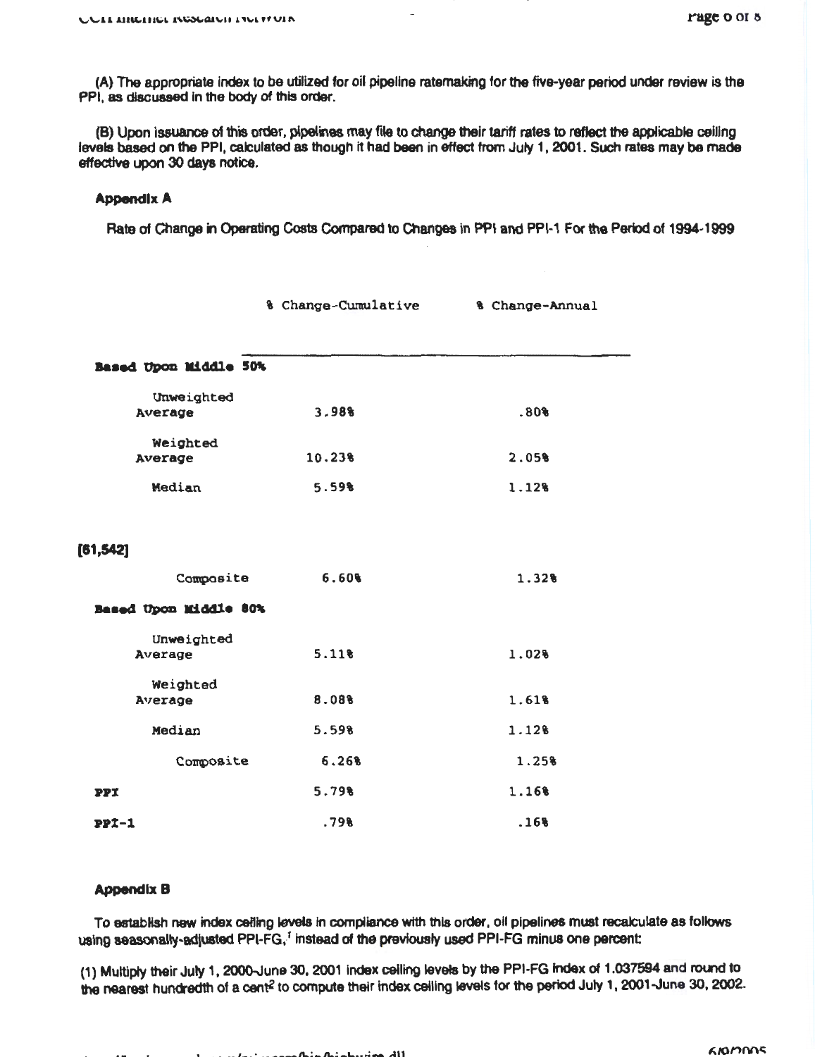(A) The appropriate index to be utilized for oil pipeline ratemaking for the five-year period under review is the PPI, as discussed in the body of this order.

(B) Upon issuance of this order, pipelines may file to change their tariff rates to reflect the applicable ceiling levels based on the PPI, calculated as though it had been in effect from July 1, 2001. Such rates may be made effective upon 30 days notice.

### Appendix A

Rate of Change in Operating Costs Compared to Changes in PPI and PPI-1 For the Period of 1994-1999

| | % Change-Cumulative | % Change-Annual |
|---|---|---|
| **Based Upon Middle 50%** | | |
| Unweighted Average | 3.98% | .80% |
| Weighted Average | 10.23% | 2.05% |
| Median | 5.59% | 1.12% |
| Composite | 6.60% | 1.32% |
| **Based Upon Middle 80%** | | |
| Unweighted Average | 5.11% | 1.02% |
| Weighted Average | 8.08% | 1.61% |
| Median | 5.59% | 1.12% |
| Composite | 6.26% | 1.25% |
| **PPI** | 5.79% | 1.16% |
| **PPI-1** | .79% | .16% |

[61,542]

### Appendix B

To establish new index ceiling levels in compliance with this order, oil pipelines must recalculate as follows using seasonally-adjusted PPI-FG,[1] instead of the previously used PPI-FG minus one percent:

(1) Multiply their July 1, 2000-June 30, 2001 index ceiling levels by the PPI-FG index of 1.037594 and round to the nearest hundredth of a cent[2] to compute their index ceiling levels for the period July 1, 2001-June 30, 2002.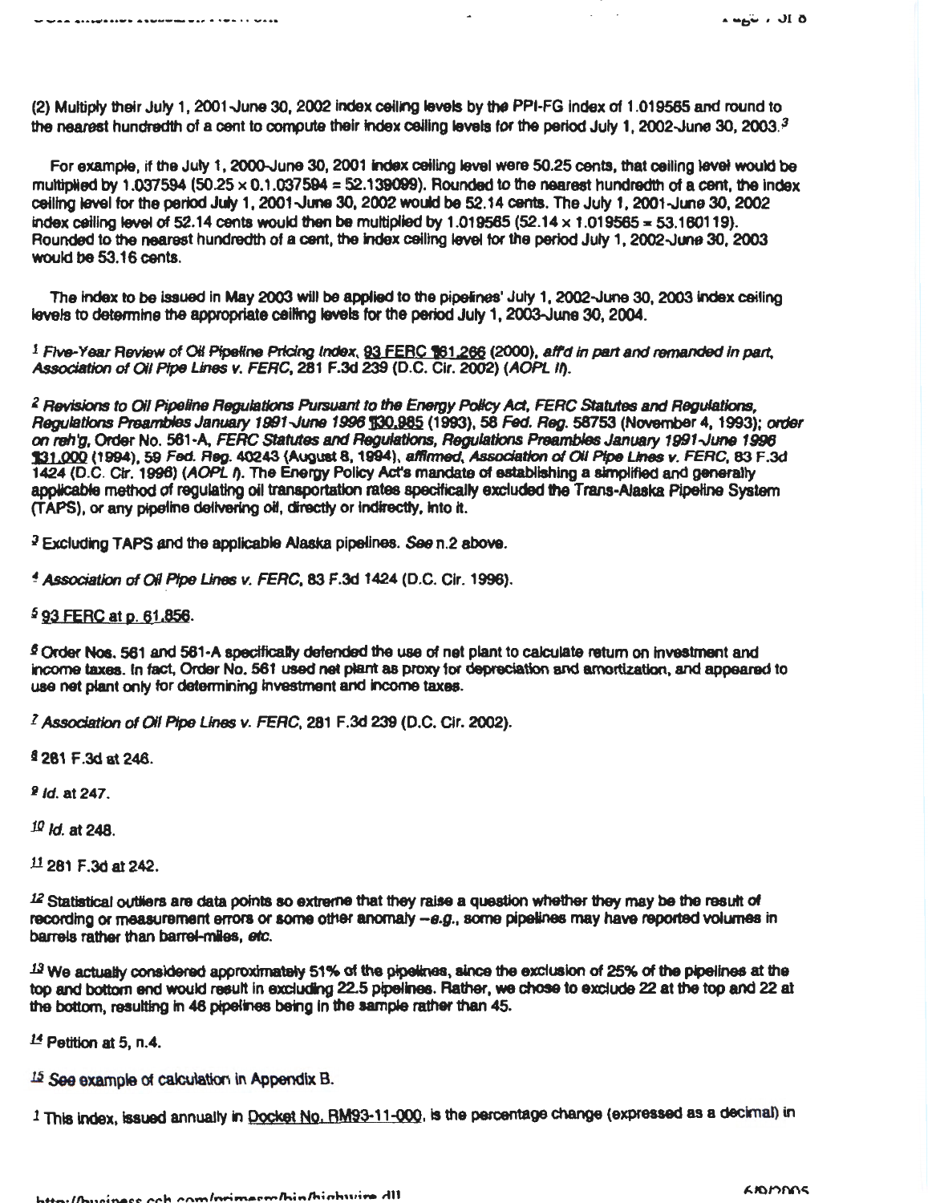(2) Multiply their July 1, 2001-June 30, 2002 index ceiling levels by the PPI-FG index of 1.019565 and round to the nearest hundredth of a cent to compute their index ceiling levels for the period July 1, 2002-June 30, 2003.[3]

For example, if the July 1, 2000-June 30, 2001 index ceiling level were 50.25 cents, that ceiling level would be multiplied by 1.037594 (50.25 × 0.1.037594 = 52.139099). Rounded to the nearest hundredth of a cent, the index ceiling level for the period July 1, 2001-June 30, 2002 would be 52.14 cents. The July 1, 2001-June 30, 2002 index ceiling level of 52.14 cents would then be multiplied by 1.019565 (52.14 × 1.019565 = 53.160119). Rounded to the nearest hundredth of a cent, the index ceiling level for the period July 1, 2002-June 30, 2003 would be 53.16 cents.

The index to be issued in May 2003 will be applied to the pipelines' July 1, 2002-June 30, 2003 index ceiling levels to determine the appropriate ceiling levels for the period July 1, 2003-June 30, 2004.

[1] *Five-Year Review of Oil Pipeline Pricing Index*, 93 FERC ¶61,266 (2000), *aff'd in part and remanded in part*, *Association of Oil Pipe Lines v. FERC*, 281 F.3d 239 (D.C. Cir. 2002) (*AOPL II*).

[2] *Revisions to Oil Pipeline Regulations Pursuant to the Energy Policy Act, FERC Statutes and Regulations, Regulations Preambles January 1991-June 1996* ¶30,985 (1993), 58 *Fed. Reg.* 58753 (November 4, 1993); *order on reh'g*, Order No. 561-A, *FERC Statutes and Regulations, Regulations Preambles January 1991-June 1996* ¶31,000 (1994), 59 *Fed. Reg.* 40243 (August 8, 1994), *affirmed*, *Association of Oil Pipe Lines v. FERC*, 83 F.3d 1424 (D.C. Cir. 1996) (*AOPL I*). The Energy Policy Act's mandate of establishing a simplified and generally applicable method of regulating oil transportation rates specifically excluded the Trans-Alaska Pipeline System (TAPS), or any pipeline delivering oil, directly or indirectly, into it.

[3] Excluding TAPS and the applicable Alaska pipelines. *See* n.2 above.

[4] *Association of Oil Pipe Lines v. FERC*, 83 F.3d 1424 (D.C. Cir. 1996).

[5] 93 FERC at p. 61,856.

[6] Order Nos. 561 and 561-A specifically defended the use of net plant to calculate return on investment and income taxes. In fact, Order No. 561 used net plant as proxy for depreciation and amortization, and appeared to use net plant only for determining investment and income taxes.

[7] *Association of Oil Pipe Lines v. FERC*, 281 F.3d 239 (D.C. Cir. 2002).

[8] 281 F.3d at 246.

[9] *Id.* at 247.

[10] *Id.* at 248.

[11] 281 F.3d at 242.

[12] Statistical outliers are data points so extreme that they raise a question whether they may be the result of recording or measurement errors or some other anomaly --*e.g.*, some pipelines may have reported volumes in barrels rather than barrel-miles, *etc.*

[13] We actually considered approximately 51% of the pipelines, since the exclusion of 25% of the pipelines at the top and bottom end would result in excluding 22.5 pipelines. Rather, we chose to exclude 22 at the top and 22 at the bottom, resulting in 46 pipelines being in the sample rather than 45.

[14] Petition at 5, n.4.

[15] *See* example of calculation in Appendix B.

[1] This index, issued annually in Docket No. RM93-11-000, is the percentage change (expressed as a decimal) in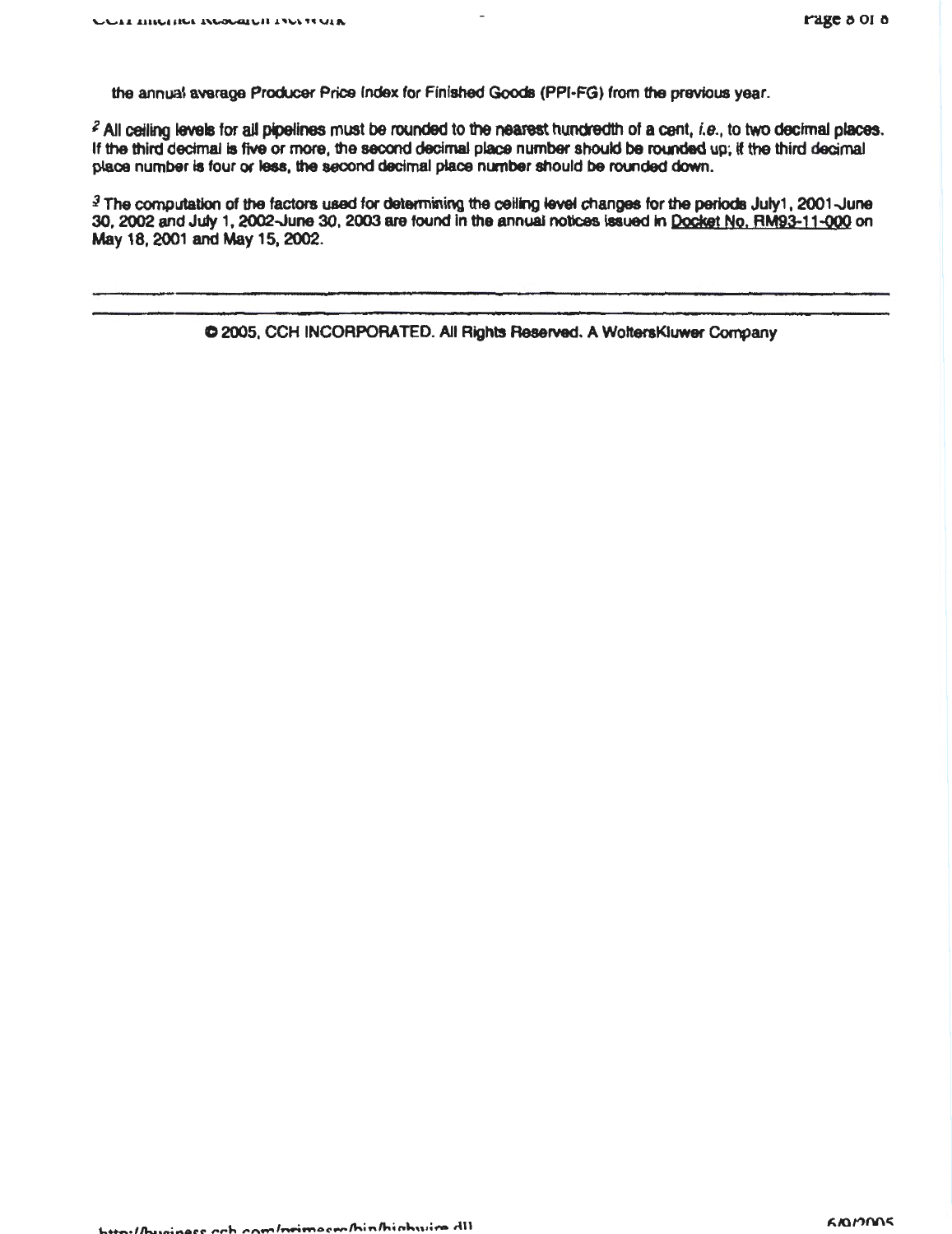the annual average Producer Price Index for Finished Goods (PPI-FG) from the previous year.

[2] All ceiling levels for all pipelines must be rounded to the nearest hundredth of a cent, *i.e.*, to two decimal places. If the third decimal is five or more, the second decimal place number should be rounded up; if the third decimal place number is four or less, the second decimal place number should be rounded down.

[3] The computation of the factors used for determining the ceiling level changes for the periods July1, 2001-June 30, 2002 and July 1, 2002-June 30, 2003 are found in the annual notices issued in Docket No. RM93-11-000 on May 18, 2001 and May 15, 2002.

---

© 2005, CCH INCORPORATED. All Rights Reserved. A WoltersKluwer Company